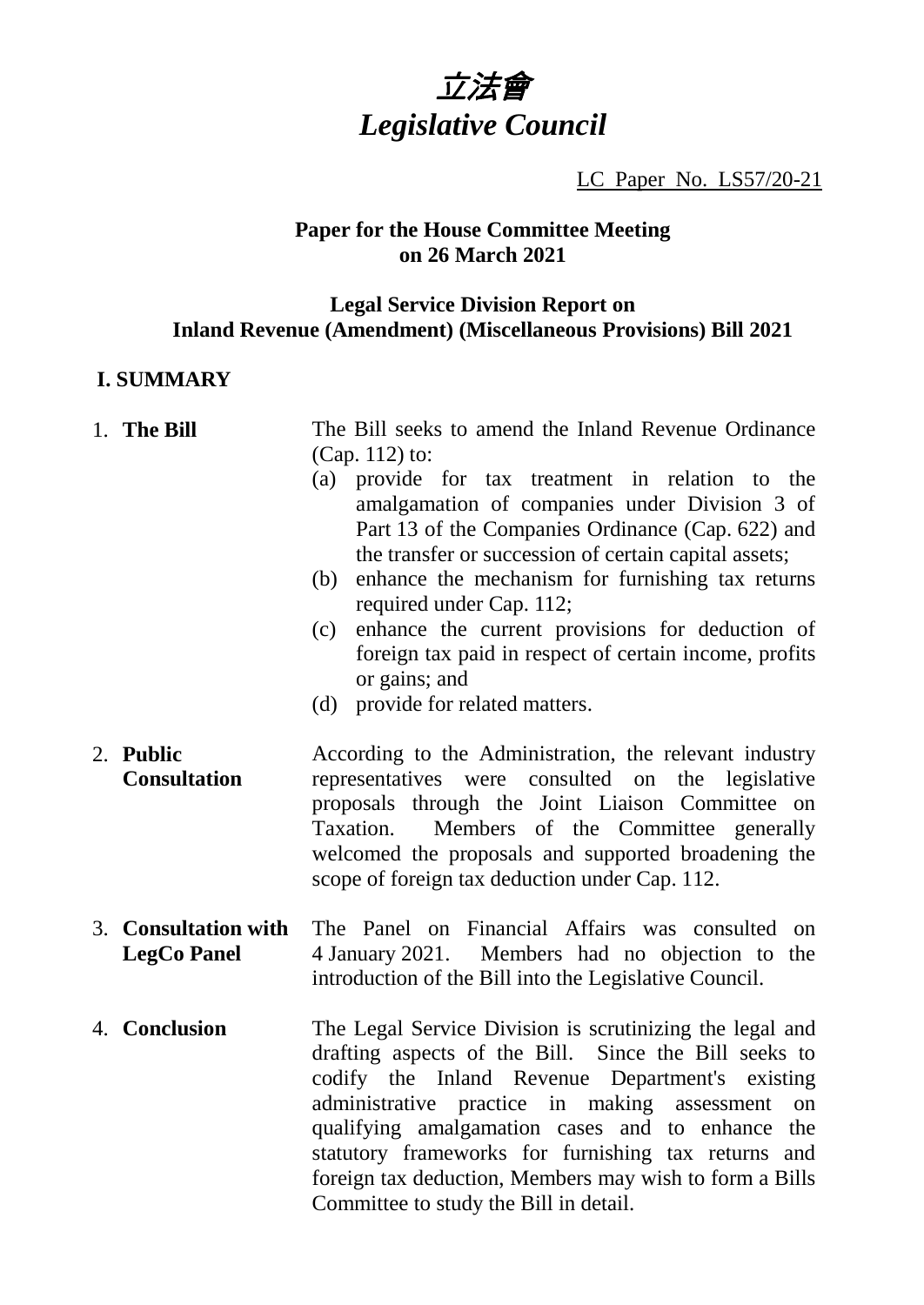# *立法會*
# *Legislative Council*

LC Paper No. LS57/20-21

**Paper for the House Committee Meeting on 26 March 2021**

**Legal Service Division Report on Inland Revenue (Amendment) (Miscellaneous Provisions) Bill 2021**

## I. SUMMARY

1. **The Bill**

   The Bill seeks to amend the Inland Revenue Ordinance (Cap. 112) to:

   (a) provide for tax treatment in relation to the amalgamation of companies under Division 3 of Part 13 of the Companies Ordinance (Cap. 622) and the transfer or succession of certain capital assets;

   (b) enhance the mechanism for furnishing tax returns required under Cap. 112;

   (c) enhance the current provisions for deduction of foreign tax paid in respect of certain income, profits or gains; and

   (d) provide for related matters.

2. **Public Consultation**

   According to the Administration, the relevant industry representatives were consulted on the legislative proposals through the Joint Liaison Committee on Taxation. Members of the Committee generally welcomed the proposals and supported broadening the scope of foreign tax deduction under Cap. 112.

3. **Consultation with LegCo Panel**

   The Panel on Financial Affairs was consulted on 4 January 2021. Members had no objection to the introduction of the Bill into the Legislative Council.

4. **Conclusion**

   The Legal Service Division is scrutinizing the legal and drafting aspects of the Bill. Since the Bill seeks to codify the Inland Revenue Department's existing administrative practice in making assessment on qualifying amalgamation cases and to enhance the statutory frameworks for furnishing tax returns and foreign tax deduction, Members may wish to form a Bills Committee to study the Bill in detail.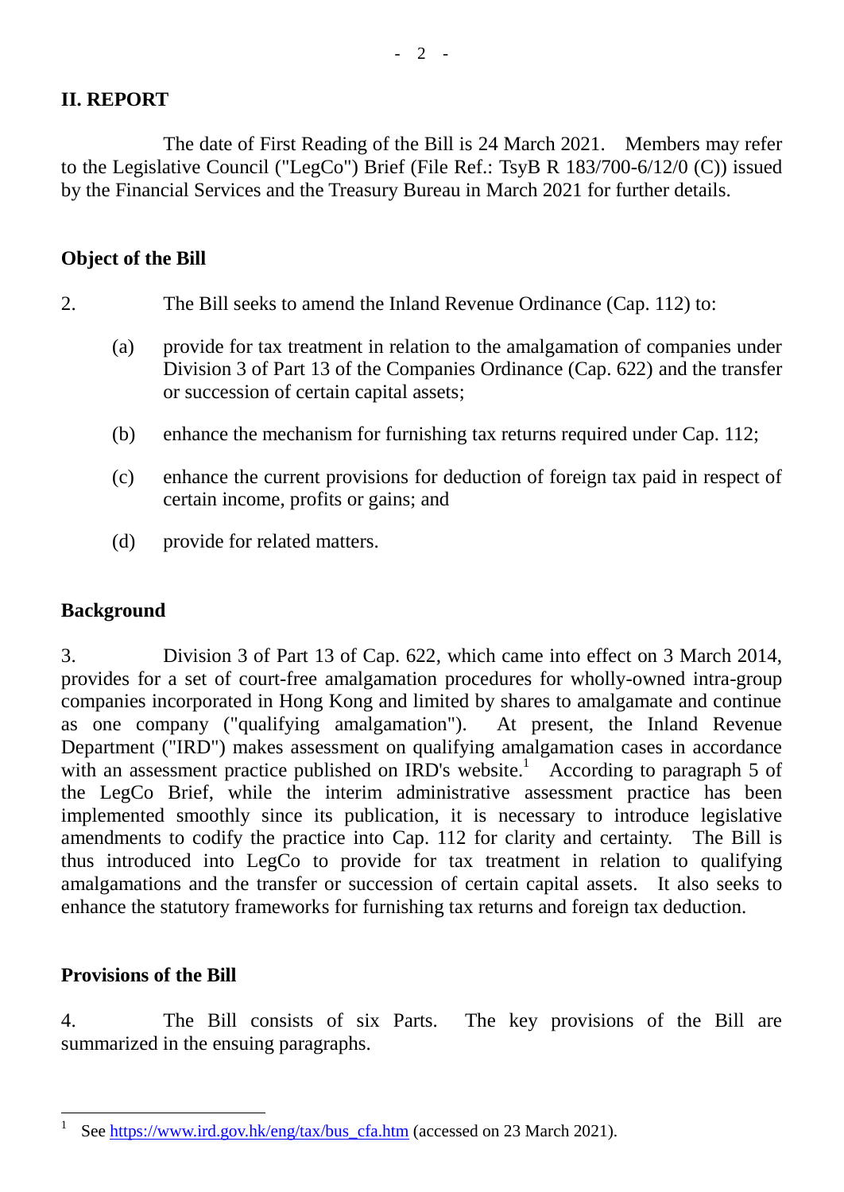## II. REPORT

The date of First Reading of the Bill is 24 March 2021. Members may refer to the Legislative Council ("LegCo") Brief (File Ref.: TsyB R 183/700-6/12/0 (C)) issued by the Financial Services and the Treasury Bureau in March 2021 for further details.

### Object of the Bill

2. The Bill seeks to amend the Inland Revenue Ordinance (Cap. 112) to:

(a) provide for tax treatment in relation to the amalgamation of companies under Division 3 of Part 13 of the Companies Ordinance (Cap. 622) and the transfer or succession of certain capital assets;

(b) enhance the mechanism for furnishing tax returns required under Cap. 112;

(c) enhance the current provisions for deduction of foreign tax paid in respect of certain income, profits or gains; and

(d) provide for related matters.

### Background

3. Division 3 of Part 13 of Cap. 622, which came into effect on 3 March 2014, provides for a set of court-free amalgamation procedures for wholly-owned intra-group companies incorporated in Hong Kong and limited by shares to amalgamate and continue as one company ("qualifying amalgamation"). At present, the Inland Revenue Department ("IRD") makes assessment on qualifying amalgamation cases in accordance with an assessment practice published on IRD's website.[1] According to paragraph 5 of the LegCo Brief, while the interim administrative assessment practice has been implemented smoothly since its publication, it is necessary to introduce legislative amendments to codify the practice into Cap. 112 for clarity and certainty. The Bill is thus introduced into LegCo to provide for tax treatment in relation to qualifying amalgamations and the transfer or succession of certain capital assets. It also seeks to enhance the statutory frameworks for furnishing tax returns and foreign tax deduction.

### Provisions of the Bill

4. The Bill consists of six Parts. The key provisions of the Bill are summarized in the ensuing paragraphs.

---

[1] See https://www.ird.gov.hk/eng/tax/bus_cfa.htm (accessed on 23 March 2021).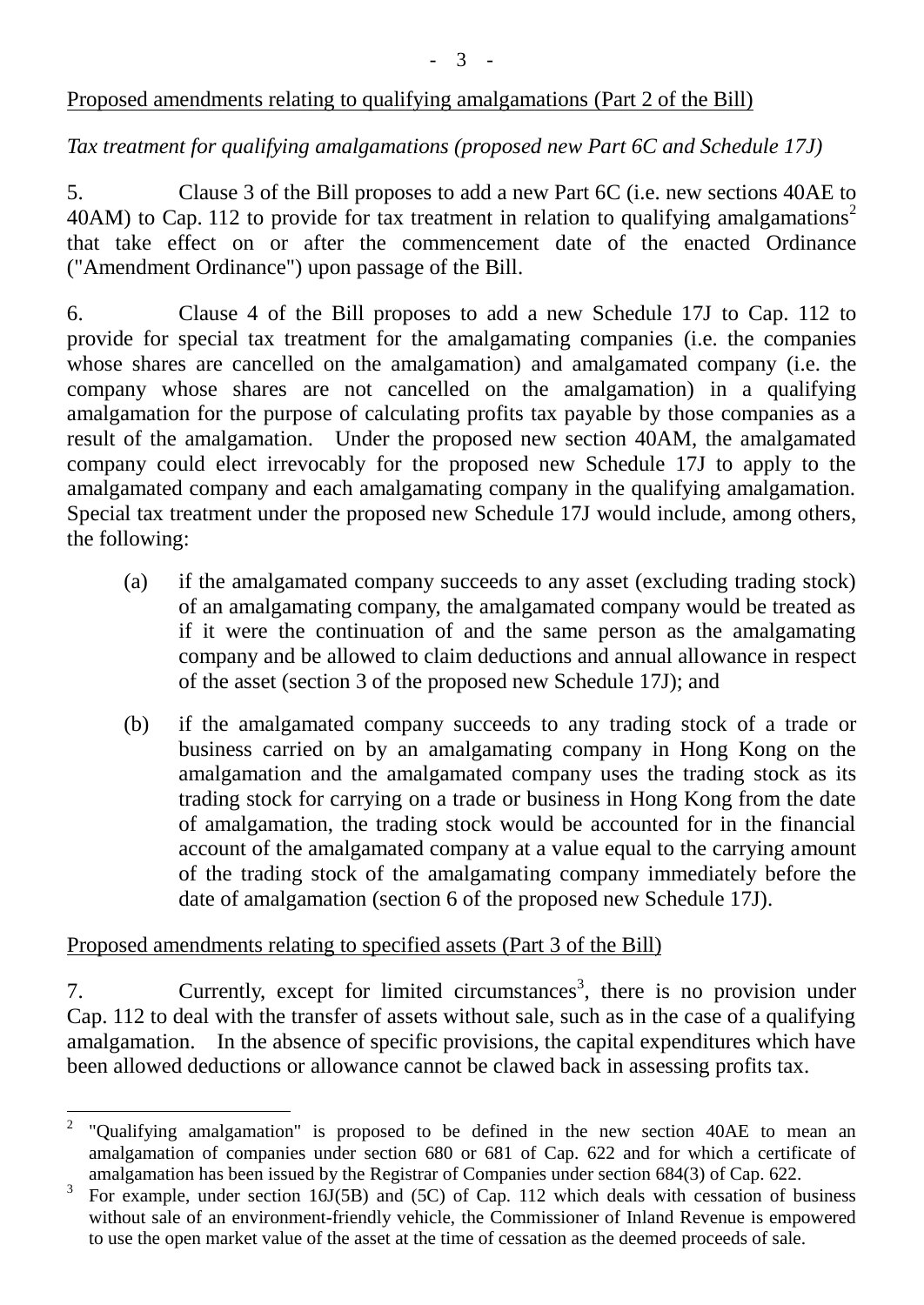Proposed amendments relating to qualifying amalgamations (Part 2 of the Bill)

*Tax treatment for qualifying amalgamations (proposed new Part 6C and Schedule 17J)*

5. Clause 3 of the Bill proposes to add a new Part 6C (i.e. new sections 40AE to 40AM) to Cap. 112 to provide for tax treatment in relation to qualifying amalgamations[2] that take effect on or after the commencement date of the enacted Ordinance ("Amendment Ordinance") upon passage of the Bill.

6. Clause 4 of the Bill proposes to add a new Schedule 17J to Cap. 112 to provide for special tax treatment for the amalgamating companies (i.e. the companies whose shares are cancelled on the amalgamation) and amalgamated company (i.e. the company whose shares are not cancelled on the amalgamation) in a qualifying amalgamation for the purpose of calculating profits tax payable by those companies as a result of the amalgamation. Under the proposed new section 40AM, the amalgamated company could elect irrevocably for the proposed new Schedule 17J to apply to the amalgamated company and each amalgamating company in the qualifying amalgamation. Special tax treatment under the proposed new Schedule 17J would include, among others, the following:

(a) if the amalgamated company succeeds to any asset (excluding trading stock) of an amalgamating company, the amalgamated company would be treated as if it were the continuation of and the same person as the amalgamating company and be allowed to claim deductions and annual allowance in respect of the asset (section 3 of the proposed new Schedule 17J); and

(b) if the amalgamated company succeeds to any trading stock of a trade or business carried on by an amalgamating company in Hong Kong on the amalgamation and the amalgamated company uses the trading stock as its trading stock for carrying on a trade or business in Hong Kong from the date of amalgamation, the trading stock would be accounted for in the financial account of the amalgamated company at a value equal to the carrying amount of the trading stock of the amalgamating company immediately before the date of amalgamation (section 6 of the proposed new Schedule 17J).

Proposed amendments relating to specified assets (Part 3 of the Bill)

7. Currently, except for limited circumstances[3], there is no provision under Cap. 112 to deal with the transfer of assets without sale, such as in the case of a qualifying amalgamation. In the absence of specific provisions, the capital expenditures which have been allowed deductions or allowance cannot be clawed back in assessing profits tax.

---

[2] "Qualifying amalgamation" is proposed to be defined in the new section 40AE to mean an amalgamation of companies under section 680 or 681 of Cap. 622 and for which a certificate of amalgamation has been issued by the Registrar of Companies under section 684(3) of Cap. 622.

[3] For example, under section 16J(5B) and (5C) of Cap. 112 which deals with cessation of business without sale of an environment-friendly vehicle, the Commissioner of Inland Revenue is empowered to use the open market value of the asset at the time of cessation as the deemed proceeds of sale.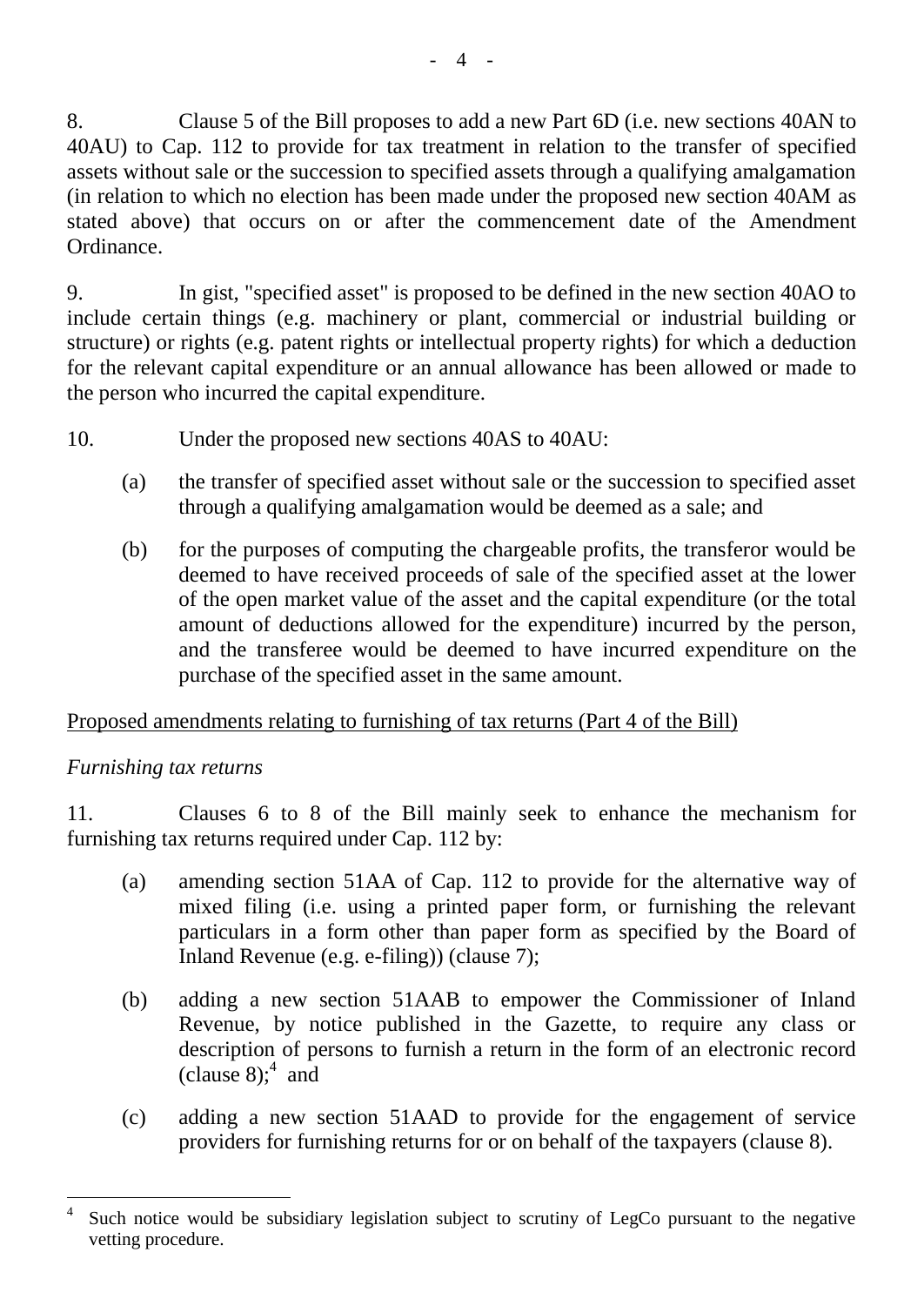8. Clause 5 of the Bill proposes to add a new Part 6D (i.e. new sections 40AN to 40AU) to Cap. 112 to provide for tax treatment in relation to the transfer of specified assets without sale or the succession to specified assets through a qualifying amalgamation (in relation to which no election has been made under the proposed new section 40AM as stated above) that occurs on or after the commencement date of the Amendment Ordinance.

9. In gist, "specified asset" is proposed to be defined in the new section 40AO to include certain things (e.g. machinery or plant, commercial or industrial building or structure) or rights (e.g. patent rights or intellectual property rights) for which a deduction for the relevant capital expenditure or an annual allowance has been allowed or made to the person who incurred the capital expenditure.

10. Under the proposed new sections 40AS to 40AU:

(a) the transfer of specified asset without sale or the succession to specified asset through a qualifying amalgamation would be deemed as a sale; and

(b) for the purposes of computing the chargeable profits, the transferor would be deemed to have received proceeds of sale of the specified asset at the lower of the open market value of the asset and the capital expenditure (or the total amount of deductions allowed for the expenditure) incurred by the person, and the transferee would be deemed to have incurred expenditure on the purchase of the specified asset in the same amount.

<u>Proposed amendments relating to furnishing of tax returns (Part 4 of the Bill)</u>

*Furnishing tax returns*

11. Clauses 6 to 8 of the Bill mainly seek to enhance the mechanism for furnishing tax returns required under Cap. 112 by:

(a) amending section 51AA of Cap. 112 to provide for the alternative way of mixed filing (i.e. using a printed paper form, or furnishing the relevant particulars in a form other than paper form as specified by the Board of Inland Revenue (e.g. e-filing)) (clause 7);

(b) adding a new section 51AAB to empower the Commissioner of Inland Revenue, by notice published in the Gazette, to require any class or description of persons to furnish a return in the form of an electronic record (clause 8);[4] and

(c) adding a new section 51AAD to provide for the engagement of service providers for furnishing returns for or on behalf of the taxpayers (clause 8).

---

[4] Such notice would be subsidiary legislation subject to scrutiny of LegCo pursuant to the negative vetting procedure.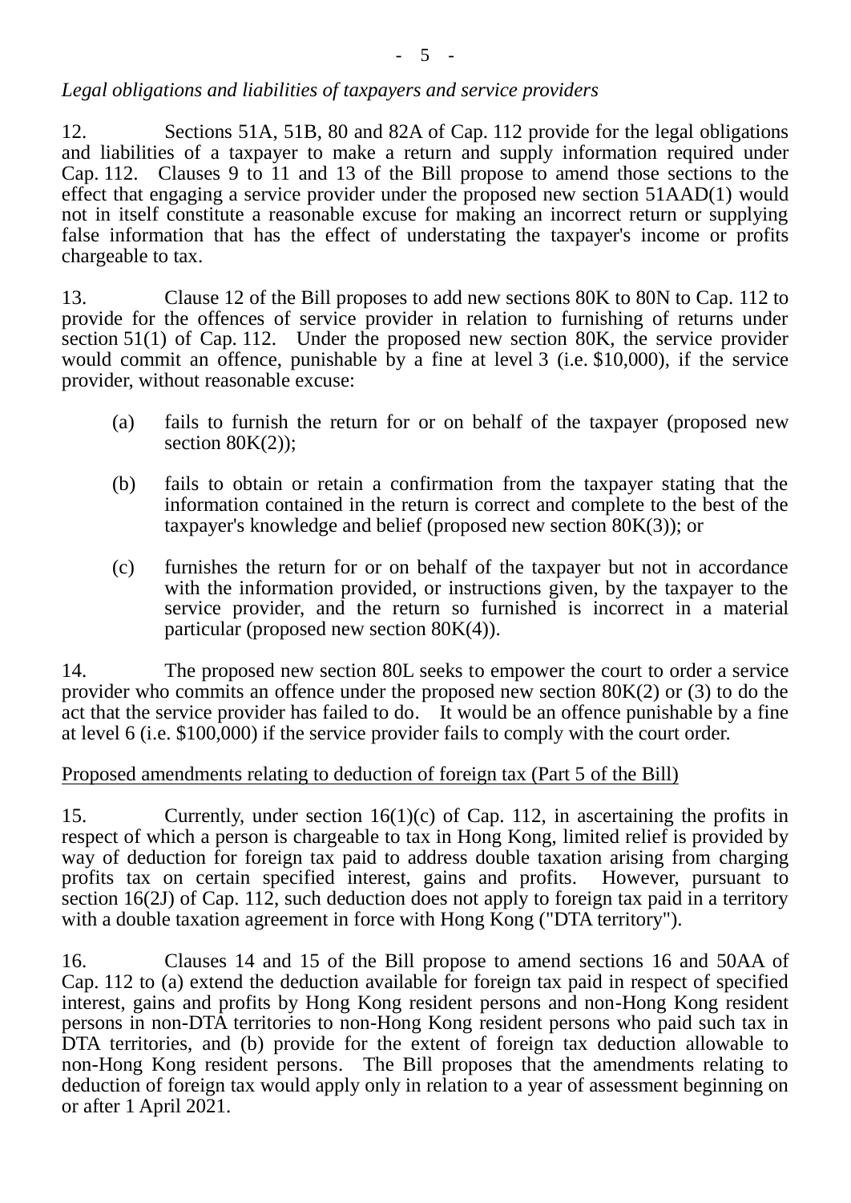*Legal obligations and liabilities of taxpayers and service providers*

12. Sections 51A, 51B, 80 and 82A of Cap. 112 provide for the legal obligations and liabilities of a taxpayer to make a return and supply information required under Cap. 112. Clauses 9 to 11 and 13 of the Bill propose to amend those sections to the effect that engaging a service provider under the proposed new section 51AAD(1) would not in itself constitute a reasonable excuse for making an incorrect return or supplying false information that has the effect of understating the taxpayer's income or profits chargeable to tax.

13. Clause 12 of the Bill proposes to add new sections 80K to 80N to Cap. 112 to provide for the offences of service provider in relation to furnishing of returns under section 51(1) of Cap. 112. Under the proposed new section 80K, the service provider would commit an offence, punishable by a fine at level 3 (i.e. $10,000), if the service provider, without reasonable excuse:

(a) fails to furnish the return for or on behalf of the taxpayer (proposed new section 80K(2));

(b) fails to obtain or retain a confirmation from the taxpayer stating that the information contained in the return is correct and complete to the best of the taxpayer's knowledge and belief (proposed new section 80K(3)); or

(c) furnishes the return for or on behalf of the taxpayer but not in accordance with the information provided, or instructions given, by the taxpayer to the service provider, and the return so furnished is incorrect in a material particular (proposed new section 80K(4)).

14. The proposed new section 80L seeks to empower the court to order a service provider who commits an offence under the proposed new section 80K(2) or (3) to do the act that the service provider has failed to do. It would be an offence punishable by a fine at level 6 (i.e. $100,000) if the service provider fails to comply with the court order.

<u>Proposed amendments relating to deduction of foreign tax (Part 5 of the Bill)</u>

15. Currently, under section 16(1)(c) of Cap. 112, in ascertaining the profits in respect of which a person is chargeable to tax in Hong Kong, limited relief is provided by way of deduction for foreign tax paid to address double taxation arising from charging profits tax on certain specified interest, gains and profits. However, pursuant to section 16(2J) of Cap. 112, such deduction does not apply to foreign tax paid in a territory with a double taxation agreement in force with Hong Kong ("DTA territory").

16. Clauses 14 and 15 of the Bill propose to amend sections 16 and 50AA of Cap. 112 to (a) extend the deduction available for foreign tax paid in respect of specified interest, gains and profits by Hong Kong resident persons and non-Hong Kong resident persons in non-DTA territories to non-Hong Kong resident persons who paid such tax in DTA territories, and (b) provide for the extent of foreign tax deduction allowable to non-Hong Kong resident persons. The Bill proposes that the amendments relating to deduction of foreign tax would apply only in relation to a year of assessment beginning on or after 1 April 2021.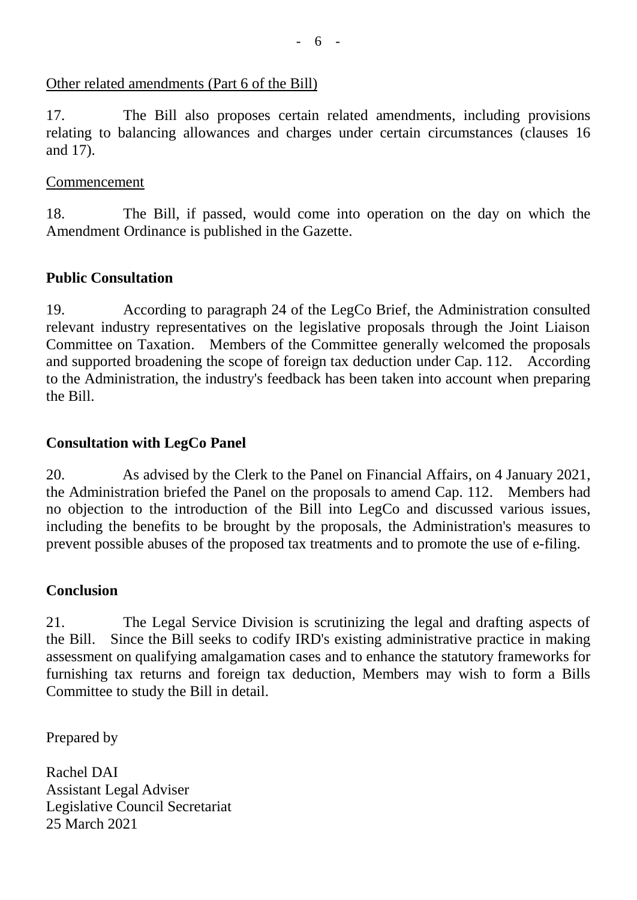<u>Other related amendments (Part 6 of the Bill)</u>

17. The Bill also proposes certain related amendments, including provisions relating to balancing allowances and charges under certain circumstances (clauses 16 and 17).

<u>Commencement</u>

18. The Bill, if passed, would come into operation on the day on which the Amendment Ordinance is published in the Gazette.

**Public Consultation**

19. According to paragraph 24 of the LegCo Brief, the Administration consulted relevant industry representatives on the legislative proposals through the Joint Liaison Committee on Taxation. Members of the Committee generally welcomed the proposals and supported broadening the scope of foreign tax deduction under Cap. 112. According to the Administration, the industry's feedback has been taken into account when preparing the Bill.

**Consultation with LegCo Panel**

20. As advised by the Clerk to the Panel on Financial Affairs, on 4 January 2021, the Administration briefed the Panel on the proposals to amend Cap. 112. Members had no objection to the introduction of the Bill into LegCo and discussed various issues, including the benefits to be brought by the proposals, the Administration's measures to prevent possible abuses of the proposed tax treatments and to promote the use of e-filing.

**Conclusion**

21. The Legal Service Division is scrutinizing the legal and drafting aspects of the Bill. Since the Bill seeks to codify IRD's existing administrative practice in making assessment on qualifying amalgamation cases and to enhance the statutory frameworks for furnishing tax returns and foreign tax deduction, Members may wish to form a Bills Committee to study the Bill in detail.

Prepared by

Rachel DAI
Assistant Legal Adviser
Legislative Council Secretariat
25 March 2021